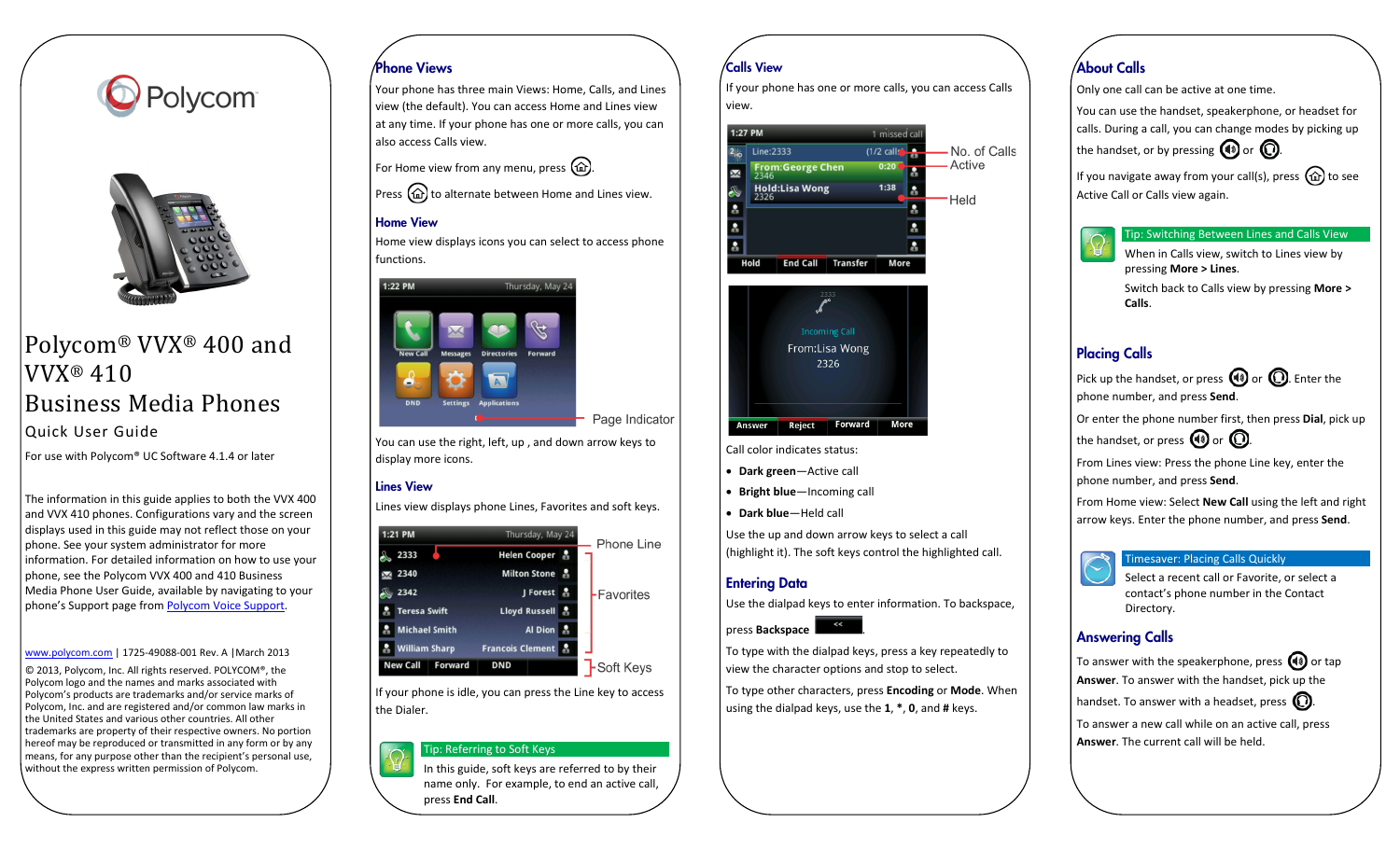Polycom

# Polycom® VVX® 400 and VVX® 410 Business Media Phones

## Quick User Guide

For use with Polycom® UC Software 4.1.4 or later

The information in this guide applies to both the VVX 400 and VVX 410 phones. Configurations vary and the screen displays used in this guide may not reflect those on your phone. See your system administrator for more information. For detailed information on how to use your phone, see the Polycom VVX 400 and 410 Business Media Phone User Guide, available by navigating to your phone's Support page from Polycom Voice Support.

www.polycom.com | 1725-49088-001 Rev. A | March 2013

© 2013, Polycom, Inc. All rights reserved. POLYCOM®, the Polycom logo and the names and marks associated with Polycom's products are trademarks and/or service marks of Polycom, Inc. and are registered and/or common law marks in the United States and various other countries. All other trademarks are property of their respective owners. No portion hereof may be reproduced or transmitted in any form or by any means, for any purpose other than the recipient's personal use, without the express written permission of Polycom.

## Phone Views

Your phone has three main Views: Home, Calls, and Lines view (the default). You can access Home and Lines view at any time. If your phone has one or more calls, you can also access Calls view.

For Home view from any menu, press [Home].

Press [Home] to alternate between Home and Lines view.

### Home View

Home view displays icons you can select to access phone functions.

1:22 PM Thursday, May 24
New Call, Messages, Directories, Forward, DND, Settings, Applications
Page Indicator

You can use the right, left, up , and down arrow keys to display more icons.

### Lines View

Lines view displays phone Lines, Favorites and soft keys.

| 1:21 PM | Thursday, May 24 |
|---|---|
| 2333 | Helen Cooper |
| 2340 | Milton Stone |
| 2342 | J Forest |
| Teresa Swift | Lloyd Russell |
| Michael Smith | Al Dion |
| William Sharp | Francois Clement |

New Call | Forward | DND

Phone Line, Favorites, Soft Keys

If your phone is idle, you can press the Line key to access the Dialer.

**Tip: Referring to Soft Keys**

In this guide, soft keys are referred to by their name only. For example, to end an active call, press **End Call**.

## Calls View

If your phone has one or more calls, you can access Calls view.

1:27 PM — 1 missed call
Line:2333 (1/2 calls)
From:George Chen 2346 0:20
Hold:Lisa Wong 2326 1:38
Hold | End Call | Transfer | More

No. of Calls, Active, Held

2333
Incoming Call
From:Lisa Wong
2326
Answer | Reject | Forward | More

Call color indicates status:

- **Dark green**—Active call
- **Bright blue**—Incoming call
- **Dark blue**—Held call

Use the up and down arrow keys to select a call (highlight it). The soft keys control the highlighted call.

### Entering Data

Use the dialpad keys to enter information. To backspace, press **Backspace** [<<].

To type with the dialpad keys, press a key repeatedly to view the character options and stop to select.

To type other characters, press **Encoding** or **Mode**. When using the dialpad keys, use the **1**, *****, **0**, and **#** keys.

## About Calls

Only one call can be active at one time.

You can use the handset, speakerphone, or headset for calls. During a call, you can change modes by picking up the handset, or by pressing [Speakerphone] or [Headset].

If you navigate away from your call(s), press [Home] to see Active Call or Calls view again.

**Tip: Switching Between Lines and Calls View**

When in Calls view, switch to Lines view by pressing **More > Lines**.

Switch back to Calls view by pressing **More > Calls**.

### Placing Calls

Pick up the handset, or press [Speakerphone] or [Headset]. Enter the phone number, and press **Send**.

Or enter the phone number first, then press **Dial**, pick up the handset, or press [Speakerphone] or [Headset].

From Lines view: Press the phone Line key, enter the phone number, and press **Send**.

From Home view: Select **New Call** using the left and right arrow keys. Enter the phone number, and press **Send**.

**Timesaver: Placing Calls Quickly**

Select a recent call or Favorite, or select a contact's phone number in the Contact Directory.

### Answering Calls

To answer with the speakerphone, press [Speakerphone] or tap **Answer**. To answer with the handset, pick up the handset. To answer with a headset, press [Headset].

To answer a new call while on an active call, press **Answer**. The current call will be held.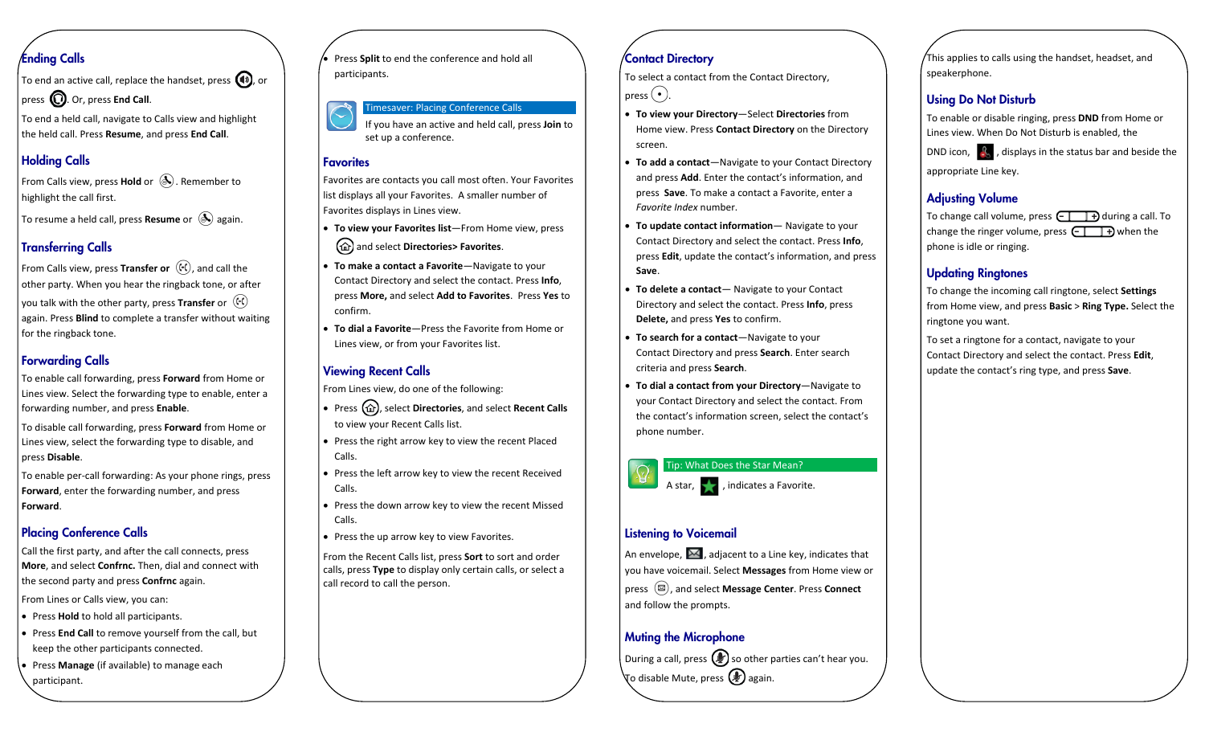## Ending Calls

To end an active call, replace the handset, press , or press . Or, press **End Call**.

To end a held call, navigate to Calls view and highlight the held call. Press **Resume**, and press **End Call**.

## Holding Calls

From Calls view, press **Hold** or . Remember to highlight the call first.

To resume a held call, press **Resume** or  again.

## Transferring Calls

From Calls view, press **Transfer or** , and call the other party. When you hear the ringback tone, or after you talk with the other party, press **Transfer** or  again. Press **Blind** to complete a transfer without waiting for the ringback tone.

## Forwarding Calls

To enable call forwarding, press **Forward** from Home or Lines view. Select the forwarding type to enable, enter a forwarding number, and press **Enable**.

To disable call forwarding, press **Forward** from Home or Lines view, select the forwarding type to disable, and press **Disable**.

To enable per-call forwarding: As your phone rings, press **Forward**, enter the forwarding number, and press **Forward**.

## Placing Conference Calls

Call the first party, and after the call connects, press **More**, and select **Confrnc.** Then, dial and connect with the second party and press **Confrnc** again.

From Lines or Calls view, you can:

- Press **Hold** to hold all participants.
- Press **End Call** to remove yourself from the call, but keep the other participants connected.
- Press **Manage** (if available) to manage each participant.
- Press **Split** to end the conference and hold all participants.

**Timesaver: Placing Conference Calls**

If you have an active and held call, press **Join** to set up a conference.

## Favorites

Favorites are contacts you call most often. Your Favorites list displays all your Favorites. A smaller number of Favorites displays in Lines view.

- **To view your Favorites list**—From Home view, press  and select **Directories> Favorites**.
- **To make a contact a Favorite**—Navigate to your Contact Directory and select the contact. Press **Info**, press **More,** and select **Add to Favorites**. Press **Yes** to confirm.
- **To dial a Favorite**—Press the Favorite from Home or Lines view, or from your Favorites list.

## Viewing Recent Calls

From Lines view, do one of the following:

- Press , select **Directories**, and select **Recent Calls** to view your Recent Calls list.
- Press the right arrow key to view the recent Placed Calls.
- Press the left arrow key to view the recent Received Calls.
- Press the down arrow key to view the recent Missed Calls.
- Press the up arrow key to view Favorites.

From the Recent Calls list, press **Sort** to sort and order calls, press **Type** to display only certain calls, or select a call record to call the person.

## Contact Directory

To select a contact from the Contact Directory, press .

- **To view your Directory**—Select **Directories** from Home view. Press **Contact Directory** on the Directory screen.
- **To add a contact**—Navigate to your Contact Directory and press **Add**. Enter the contact's information, and press **Save**. To make a contact a Favorite, enter a *Favorite Index* number.
- **To update contact information**— Navigate to your Contact Directory and select the contact. Press **Info**, press **Edit**, update the contact's information, and press **Save**.
- **To delete a contact**— Navigate to your Contact Directory and select the contact. Press **Info**, press **Delete,** and press **Yes** to confirm.
- **To search for a contact**—Navigate to your Contact Directory and press **Search**. Enter search criteria and press **Search**.
- **To dial a contact from your Directory**—Navigate to your Contact Directory and select the contact. From the contact's information screen, select the contact's phone number.

**Tip: What Does the Star Mean?**

A star, , indicates a Favorite.

## Listening to Voicemail

An envelope, , adjacent to a Line key, indicates that you have voicemail. Select **Messages** from Home view or press , and select **Message Center**. Press **Connect** and follow the prompts.

## Muting the Microphone

During a call, press  so other parties can't hear you.

To disable Mute, press  again.

This applies to calls using the handset, headset, and speakerphone.

## Using Do Not Disturb

To enable or disable ringing, press **DND** from Home or Lines view. When Do Not Disturb is enabled, the DND icon, , displays in the status bar and beside the appropriate Line key.

## Adjusting Volume

To change call volume, press  during a call. To change the ringer volume, press  when the phone is idle or ringing.

## Updating Ringtones

To change the incoming call ringtone, select **Settings** from Home view, and press **Basic** > **Ring Type.** Select the ringtone you want.

To set a ringtone for a contact, navigate to your Contact Directory and select the contact. Press **Edit**, update the contact's ring type, and press **Save**.